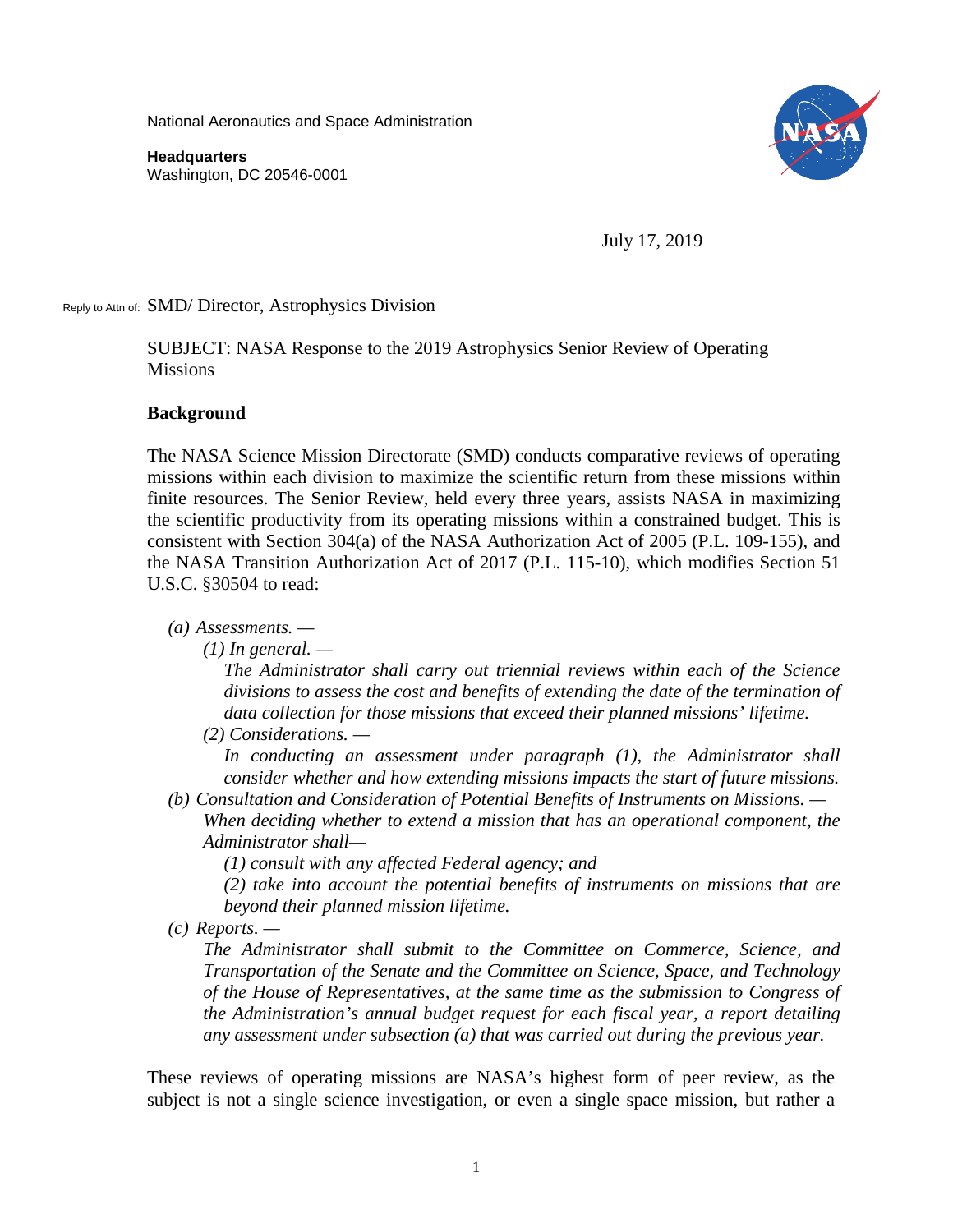National Aeronautics and Space Administration

**Headquarters**
Washington, DC 20546-0001

July 17, 2019

Reply to Attn of: SMD/ Director, Astrophysics Division

SUBJECT: NASA Response to the 2019 Astrophysics Senior Review of Operating Missions

**Background**

The NASA Science Mission Directorate (SMD) conducts comparative reviews of operating missions within each division to maximize the scientific return from these missions within finite resources. The Senior Review, held every three years, assists NASA in maximizing the scientific productivity from its operating missions within a constrained budget. This is consistent with Section 304(a) of the NASA Authorization Act of 2005 (P.L. 109-155), and the NASA Transition Authorization Act of 2017 (P.L. 115-10), which modifies Section 51 U.S.C. §30504 to read:

*(a) Assessments. —*

*(1) In general. —*

*The Administrator shall carry out triennial reviews within each of the Science divisions to assess the cost and benefits of extending the date of the termination of data collection for those missions that exceed their planned missions' lifetime.*

*(2) Considerations. —*

*In conducting an assessment under paragraph (1), the Administrator shall consider whether and how extending missions impacts the start of future missions.*

*(b) Consultation and Consideration of Potential Benefits of Instruments on Missions. — When deciding whether to extend a mission that has an operational component, the Administrator shall—*

*(1) consult with any affected Federal agency; and*

*(2) take into account the potential benefits of instruments on missions that are beyond their planned mission lifetime.*

*(c) Reports. —*

*The Administrator shall submit to the Committee on Commerce, Science, and Transportation of the Senate and the Committee on Science, Space, and Technology of the House of Representatives, at the same time as the submission to Congress of the Administration's annual budget request for each fiscal year, a report detailing any assessment under subsection (a) that was carried out during the previous year.*

These reviews of operating missions are NASA's highest form of peer review, as the subject is not a single science investigation, or even a single space mission, but rather a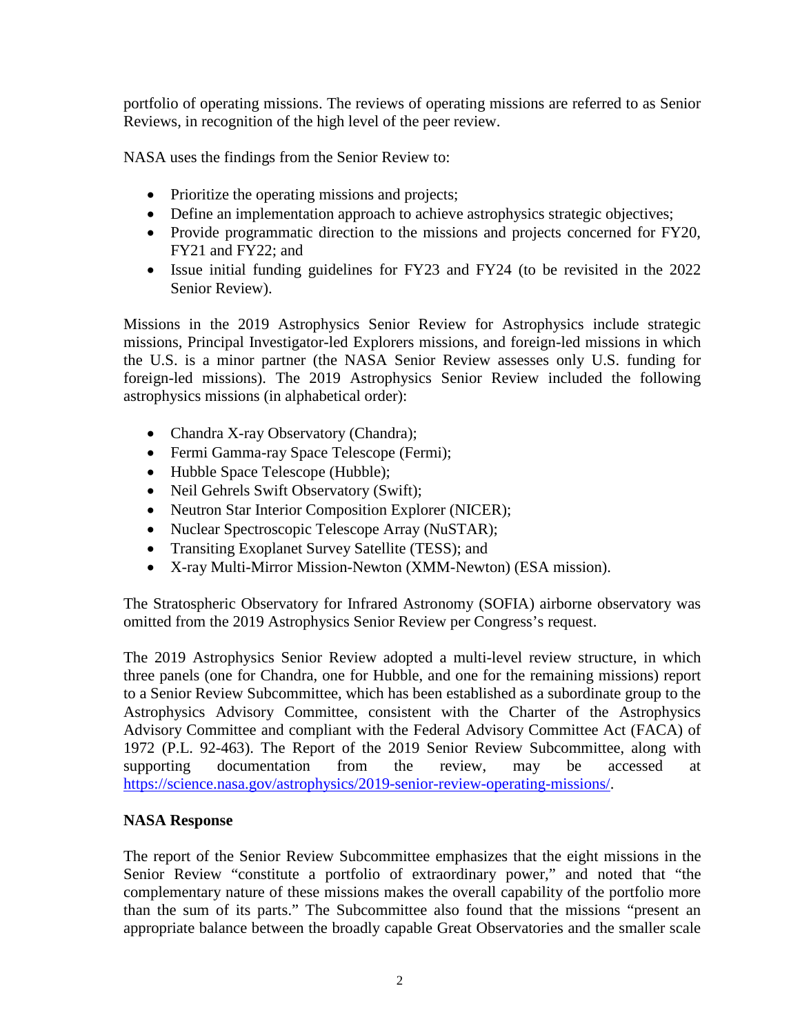portfolio of operating missions. The reviews of operating missions are referred to as Senior Reviews, in recognition of the high level of the peer review.

NASA uses the findings from the Senior Review to:

- Prioritize the operating missions and projects;
- Define an implementation approach to achieve astrophysics strategic objectives;
- Provide programmatic direction to the missions and projects concerned for FY20, FY21 and FY22; and
- Issue initial funding guidelines for FY23 and FY24 (to be revisited in the 2022 Senior Review).

Missions in the 2019 Astrophysics Senior Review for Astrophysics include strategic missions, Principal Investigator-led Explorers missions, and foreign-led missions in which the U.S. is a minor partner (the NASA Senior Review assesses only U.S. funding for foreign-led missions). The 2019 Astrophysics Senior Review included the following astrophysics missions (in alphabetical order):

- Chandra X-ray Observatory (Chandra);
- Fermi Gamma-ray Space Telescope (Fermi);
- Hubble Space Telescope (Hubble);
- Neil Gehrels Swift Observatory (Swift);
- Neutron Star Interior Composition Explorer (NICER);
- Nuclear Spectroscopic Telescope Array (NuSTAR);
- Transiting Exoplanet Survey Satellite (TESS); and
- X-ray Multi-Mirror Mission-Newton (XMM-Newton) (ESA mission).

The Stratospheric Observatory for Infrared Astronomy (SOFIA) airborne observatory was omitted from the 2019 Astrophysics Senior Review per Congress's request.

The 2019 Astrophysics Senior Review adopted a multi-level review structure, in which three panels (one for Chandra, one for Hubble, and one for the remaining missions) report to a Senior Review Subcommittee, which has been established as a subordinate group to the Astrophysics Advisory Committee, consistent with the Charter of the Astrophysics Advisory Committee and compliant with the Federal Advisory Committee Act (FACA) of 1972 (P.L. 92-463). The Report of the 2019 Senior Review Subcommittee, along with supporting documentation from the review, may be accessed at [https://science.nasa.gov/astrophysics/2019-senior-review-operating-missions/](https://science.nasa.gov/astrophysics/2019-senior-review-operating-missions/).

**NASA Response**

The report of the Senior Review Subcommittee emphasizes that the eight missions in the Senior Review "constitute a portfolio of extraordinary power," and noted that "the complementary nature of these missions makes the overall capability of the portfolio more than the sum of its parts." The Subcommittee also found that the missions "present an appropriate balance between the broadly capable Great Observatories and the smaller scale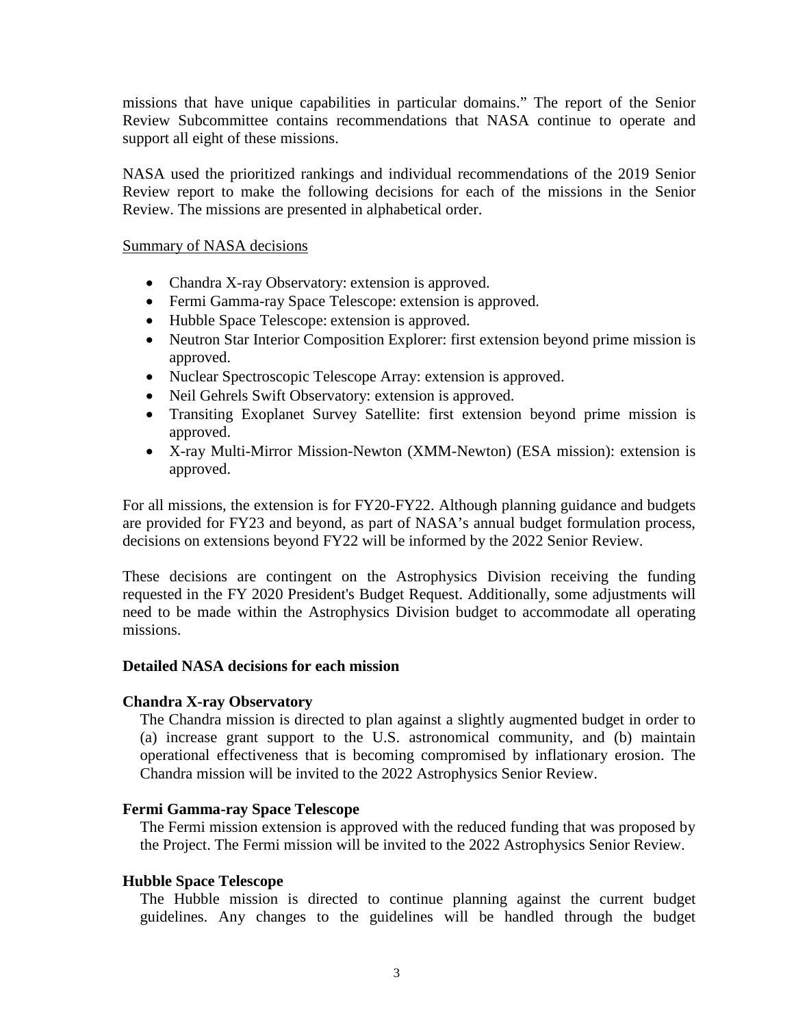missions that have unique capabilities in particular domains." The report of the Senior Review Subcommittee contains recommendations that NASA continue to operate and support all eight of these missions.

NASA used the prioritized rankings and individual recommendations of the 2019 Senior Review report to make the following decisions for each of the missions in the Senior Review. The missions are presented in alphabetical order.

Summary of NASA decisions

- Chandra X-ray Observatory: extension is approved.
- Fermi Gamma-ray Space Telescope: extension is approved.
- Hubble Space Telescope: extension is approved.
- Neutron Star Interior Composition Explorer: first extension beyond prime mission is approved.
- Nuclear Spectroscopic Telescope Array: extension is approved.
- Neil Gehrels Swift Observatory: extension is approved.
- Transiting Exoplanet Survey Satellite: first extension beyond prime mission is approved.
- X-ray Multi-Mirror Mission-Newton (XMM-Newton) (ESA mission): extension is approved.

For all missions, the extension is for FY20-FY22. Although planning guidance and budgets are provided for FY23 and beyond, as part of NASA's annual budget formulation process, decisions on extensions beyond FY22 will be informed by the 2022 Senior Review.

These decisions are contingent on the Astrophysics Division receiving the funding requested in the FY 2020 President's Budget Request. Additionally, some adjustments will need to be made within the Astrophysics Division budget to accommodate all operating missions.

**Detailed NASA decisions for each mission**

**Chandra X-ray Observatory**

The Chandra mission is directed to plan against a slightly augmented budget in order to (a) increase grant support to the U.S. astronomical community, and (b) maintain operational effectiveness that is becoming compromised by inflationary erosion. The Chandra mission will be invited to the 2022 Astrophysics Senior Review.

**Fermi Gamma-ray Space Telescope**

The Fermi mission extension is approved with the reduced funding that was proposed by the Project. The Fermi mission will be invited to the 2022 Astrophysics Senior Review.

**Hubble Space Telescope**

The Hubble mission is directed to continue planning against the current budget guidelines. Any changes to the guidelines will be handled through the budget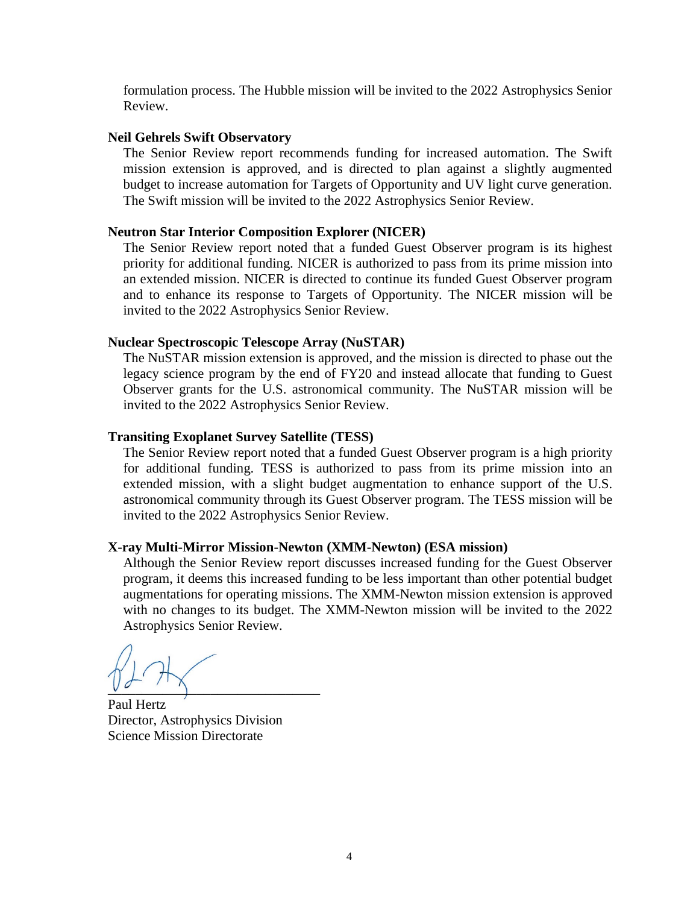formulation process. The Hubble mission will be invited to the 2022 Astrophysics Senior Review.

**Neil Gehrels Swift Observatory**

The Senior Review report recommends funding for increased automation. The Swift mission extension is approved, and is directed to plan against a slightly augmented budget to increase automation for Targets of Opportunity and UV light curve generation. The Swift mission will be invited to the 2022 Astrophysics Senior Review.

**Neutron Star Interior Composition Explorer (NICER)**

The Senior Review report noted that a funded Guest Observer program is its highest priority for additional funding. NICER is authorized to pass from its prime mission into an extended mission. NICER is directed to continue its funded Guest Observer program and to enhance its response to Targets of Opportunity. The NICER mission will be invited to the 2022 Astrophysics Senior Review.

**Nuclear Spectroscopic Telescope Array (NuSTAR)**

The NuSTAR mission extension is approved, and the mission is directed to phase out the legacy science program by the end of FY20 and instead allocate that funding to Guest Observer grants for the U.S. astronomical community. The NuSTAR mission will be invited to the 2022 Astrophysics Senior Review.

**Transiting Exoplanet Survey Satellite (TESS)**

The Senior Review report noted that a funded Guest Observer program is a high priority for additional funding. TESS is authorized to pass from its prime mission into an extended mission, with a slight budget augmentation to enhance support of the U.S. astronomical community through its Guest Observer program. The TESS mission will be invited to the 2022 Astrophysics Senior Review.

**X-ray Multi-Mirror Mission-Newton (XMM-Newton) (ESA mission)**

Although the Senior Review report discusses increased funding for the Guest Observer program, it deems this increased funding to be less important than other potential budget augmentations for operating missions. The XMM-Newton mission extension is approved with no changes to its budget. The XMM-Newton mission will be invited to the 2022 Astrophysics Senior Review.

Paul Hertz
Director, Astrophysics Division
Science Mission Directorate